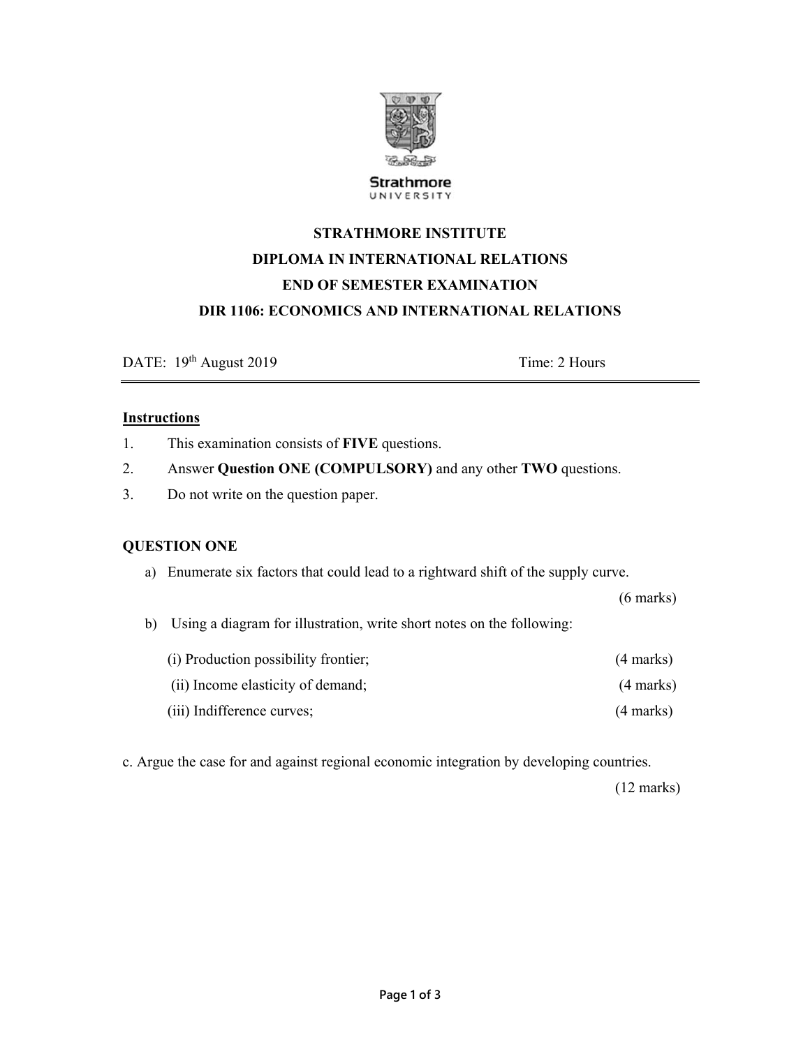Strathmore UNIVERSITY

**STRATHMORE INSTITUTE**

**DIPLOMA IN INTERNATIONAL RELATIONS**

**END OF SEMESTER EXAMINATION**

**DIR 1106: ECONOMICS AND INTERNATIONAL RELATIONS**

DATE: 19th August 2019 Time: 2 Hours

---

**Instructions**

1. This examination consists of **FIVE** questions.
2. Answer **Question ONE (COMPULSORY)** and any other **TWO** questions.
3. Do not write on the question paper.

**QUESTION ONE**

a) Enumerate six factors that could lead to a rightward shift of the supply curve. (6 marks)

b) Using a diagram for illustration, write short notes on the following:

(i) Production possibility frontier; (4 marks)

(ii) Income elasticity of demand; (4 marks)

(iii) Indifference curves; (4 marks)

c. Argue the case for and against regional economic integration by developing countries. (12 marks)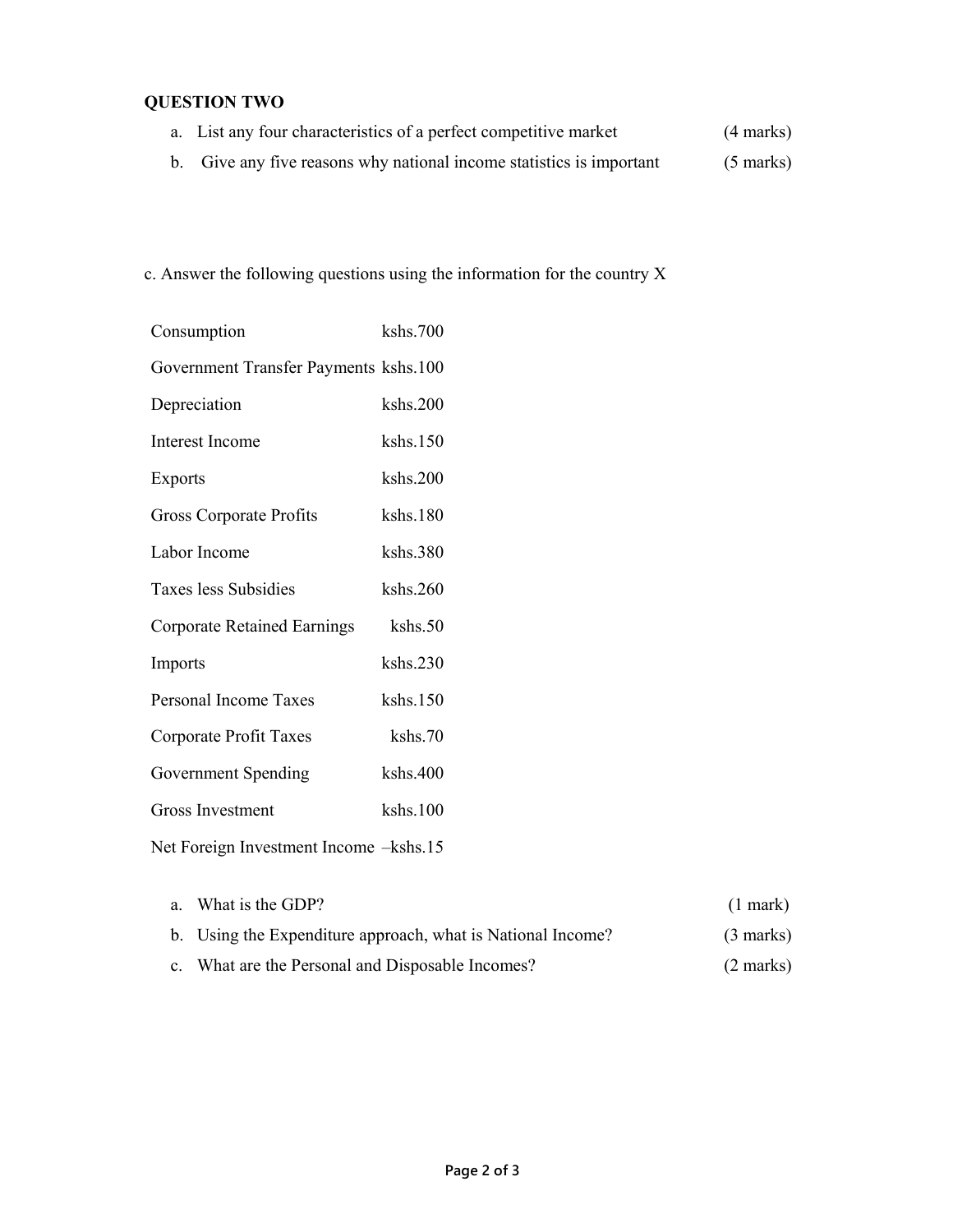**QUESTION TWO**

a. List any four characteristics of a perfect competitive market (4 marks)

b. Give any five reasons why national income statistics is important (5 marks)

c. Answer the following questions using the information for the country X

| | |
|---|---|
| Consumption | kshs.700 |
| Government Transfer Payments | kshs.100 |
| Depreciation | kshs.200 |
| Interest Income | kshs.150 |
| Exports | kshs.200 |
| Gross Corporate Profits | kshs.180 |
| Labor Income | kshs.380 |
| Taxes less Subsidies | kshs.260 |
| Corporate Retained Earnings | kshs.50 |
| Imports | kshs.230 |
| Personal Income Taxes | kshs.150 |
| Corporate Profit Taxes | kshs.70 |
| Government Spending | kshs.400 |
| Gross Investment | kshs.100 |
| Net Foreign Investment Income | –kshs.15 |

a. What is the GDP? (1 mark)

b. Using the Expenditure approach, what is National Income? (3 marks)

c. What are the Personal and Disposable Incomes? (2 marks)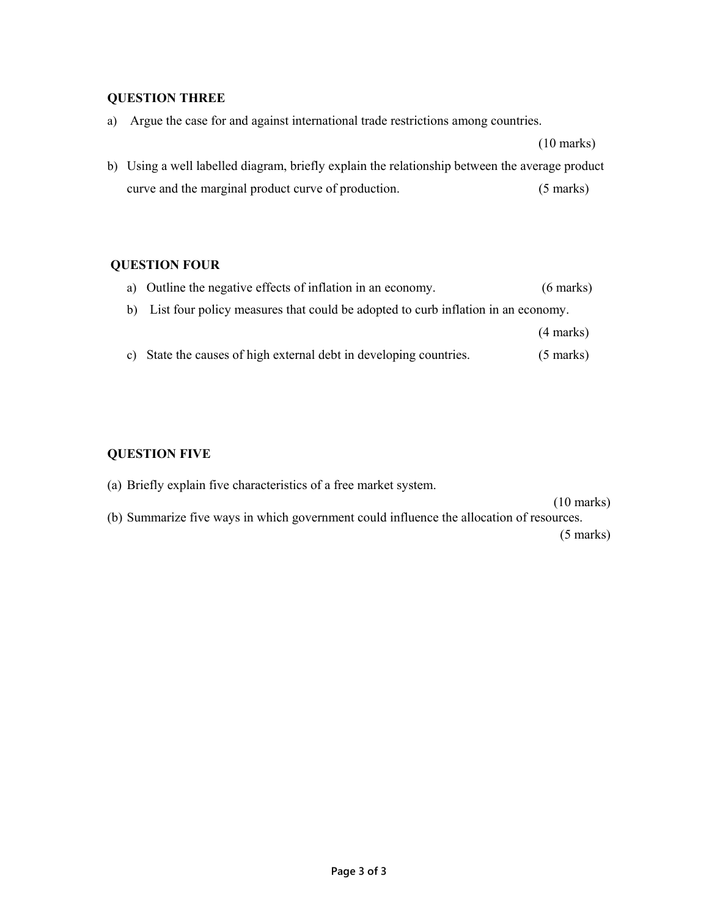**QUESTION THREE**

a) Argue the case for and against international trade restrictions among countries. (10 marks)

b) Using a well labelled diagram, briefly explain the relationship between the average product curve and the marginal product curve of production. (5 marks)

**QUESTION FOUR**

a) Outline the negative effects of inflation in an economy. (6 marks)

b) List four policy measures that could be adopted to curb inflation in an economy. (4 marks)

c) State the causes of high external debt in developing countries. (5 marks)

**QUESTION FIVE**

(a) Briefly explain five characteristics of a free market system. (10 marks)

(b) Summarize five ways in which government could influence the allocation of resources. (5 marks)